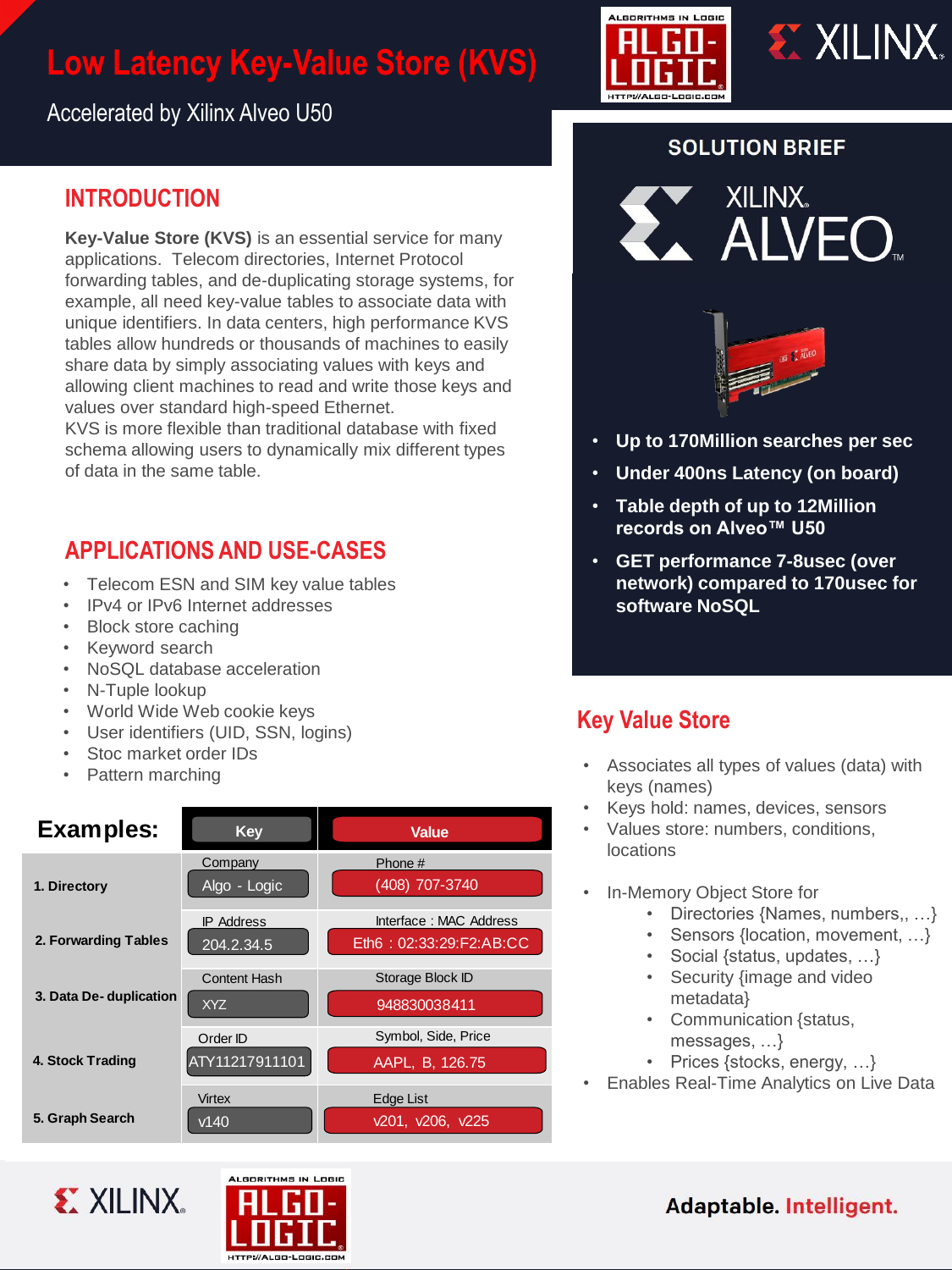# Low Latency Key-Value Store (KVS)

Accelerated by Xilinx Alveo U50

## INTRODUCTION

**Key-Value Store (KVS)** is an essential service for many applications. Telecom directories, Internet Protocol forwarding tables, and de-duplicating storage systems, for example, all need key-value tables to associate data with unique identifiers. In data centers, high performance KVS tables allow hundreds or thousands of machines to easily share data by simply associating values with keys and allowing client machines to read and write those keys and values over standard high-speed Ethernet.
KVS is more flexible than traditional database with fixed schema allowing users to dynamically mix different types of data in the same table.

## APPLICATIONS AND USE-CASES

- Telecom ESN and SIM key value tables
- IPv4 or IPv6 Internet addresses
- Block store caching
- Keyword search
- NoSQL database acceleration
- N-Tuple lookup
- World Wide Web cookie keys
- User identifiers (UID, SSN, logins)
- Stoc market order IDs
- Pattern marching

**Examples:**

| | Key | Value |
|---|---|---|
| **1. Directory** | Company: Algo - Logic | Phone #: (408) 707-3740 |
| **2. Forwarding Tables** | IP Address: 204.2.34.5 | Interface : MAC Address: Eth6 : 02:33:29:F2:AB:CC |
| **3. Data De- duplication** | Content Hash: XYZ | Storage Block ID: 948830038411 |
| **4. Stock Trading** | Order ID: ATY11217911101 | Symbol, Side, Price: AAPL, B, 126.75 |
| **5. Graph Search** | Virtex: v140 | Edge List: v201, v206, v225 |

## SOLUTION BRIEF

XILINX ALVEO™

- **Up to 170Million searches per sec**
- **Under 400ns Latency (on board)**
- **Table depth of up to 12Million records on Alveo™ U50**
- **GET performance 7-8usec (over network) compared to 170usec for software NoSQL**

## Key Value Store

- Associates all types of values (data) with keys (names)
- Keys hold: names, devices, sensors
- Values store: numbers, conditions, locations

- In-Memory Object Store for
  - Directories {Names, numbers,, …}
  - Sensors {location, movement, …}
  - Social {status, updates, …}
  - Security {image and video metadata}
  - Communication {status, messages, …}
  - Prices {stocks, energy, …}
- Enables Real-Time Analytics on Live Data

Adaptable. Intelligent.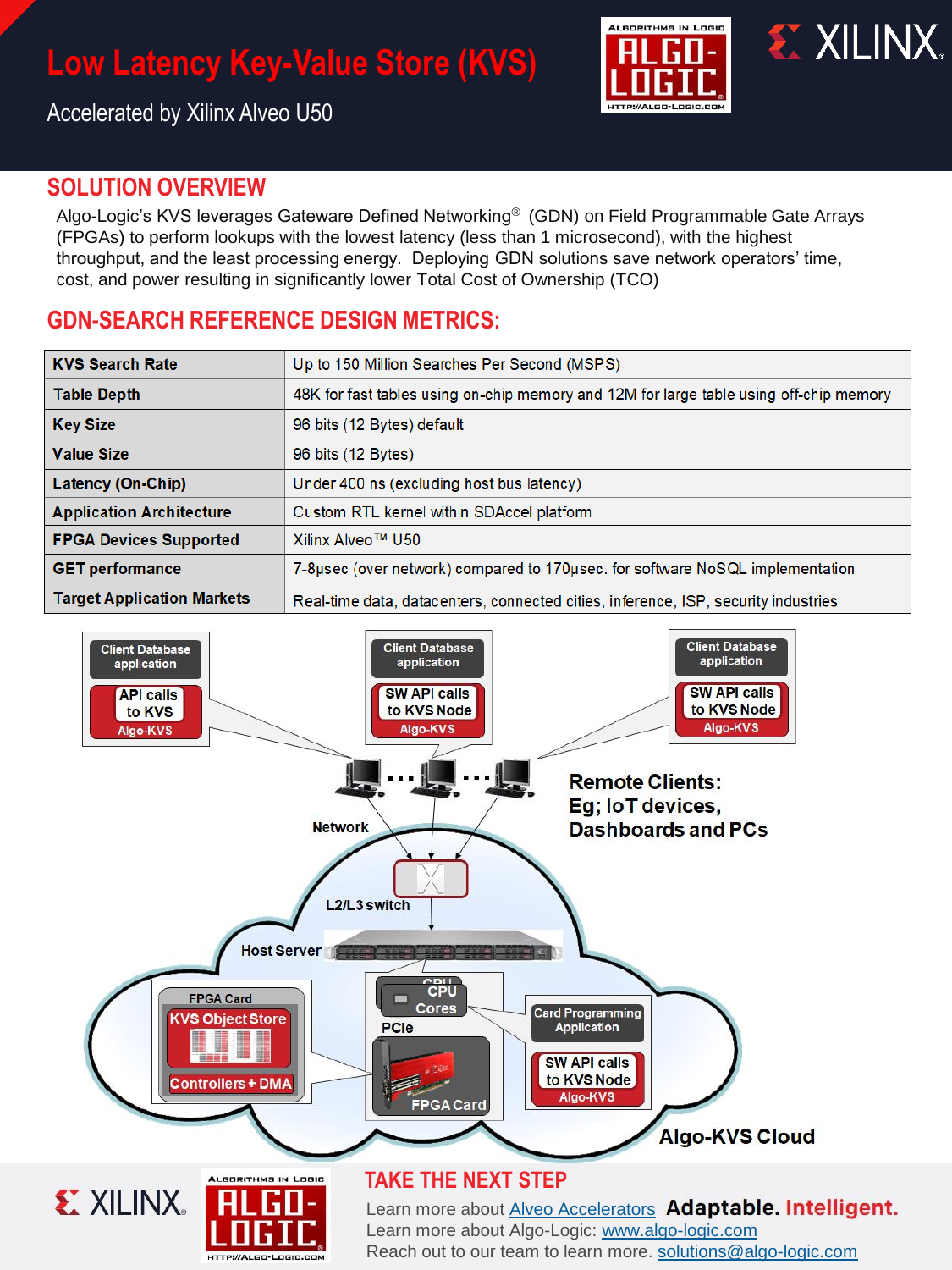# Low Latency Key-Value Store (KVS)

Accelerated by Xilinx Alveo U50

## SOLUTION OVERVIEW

Algo-Logic's KVS leverages Gateware Defined Networking® (GDN) on Field Programmable Gate Arrays (FPGAs) to perform lookups with the lowest latency (less than 1 microsecond), with the highest throughput, and the least processing energy. Deploying GDN solutions save network operators' time, cost, and power resulting in significantly lower Total Cost of Ownership (TCO)

## GDN-SEARCH REFERENCE DESIGN METRICS:

| | |
|---|---|
| **KVS Search Rate** | Up to 150 Million Searches Per Second (MSPS) |
| **Table Depth** | 48K for fast tables using on-chip memory and 12M for large table using off-chip memory |
| **Key Size** | 96 bits (12 Bytes) default |
| **Value Size** | 96 bits (12 Bytes) |
| **Latency (On-Chip)** | Under 400 ns (excluding host bus latency) |
| **Application Architecture** | Custom RTL kernel within SDAccel platform |
| **FPGA Devices Supported** | Xilinx Alveo™ U50 |
| **GET performance** | 7-8μsec (over network) compared to 170μsec. for software NoSQL implementation |
| **Target Application Markets** | Real-time data, datacenters, connected cities, inference, ISP, security industries |

Client Database application
API calls to KVS
Algo-KVS

Client Database application
SW API calls to KVS Node
Algo-KVS

Client Database application
SW API calls to KVS Node
Algo-KVS

Remote Clients: Eg; IoT devices, Dashboards and PCs

Network

L2/L3 switch

Host Server

FPGA Card
KVS Object Store
Controllers + DMA

CPU Cores
PCIe
FPGA Card

Card Programming Application
SW API calls to KVS Node
Algo-KVS

Algo-KVS Cloud

## TAKE THE NEXT STEP

Learn more about Alveo Accelerators **Adaptable. Intelligent.**
Learn more about Algo-Logic: www.algo-logic.com
Reach out to our team to learn more. solutions@algo-logic.com